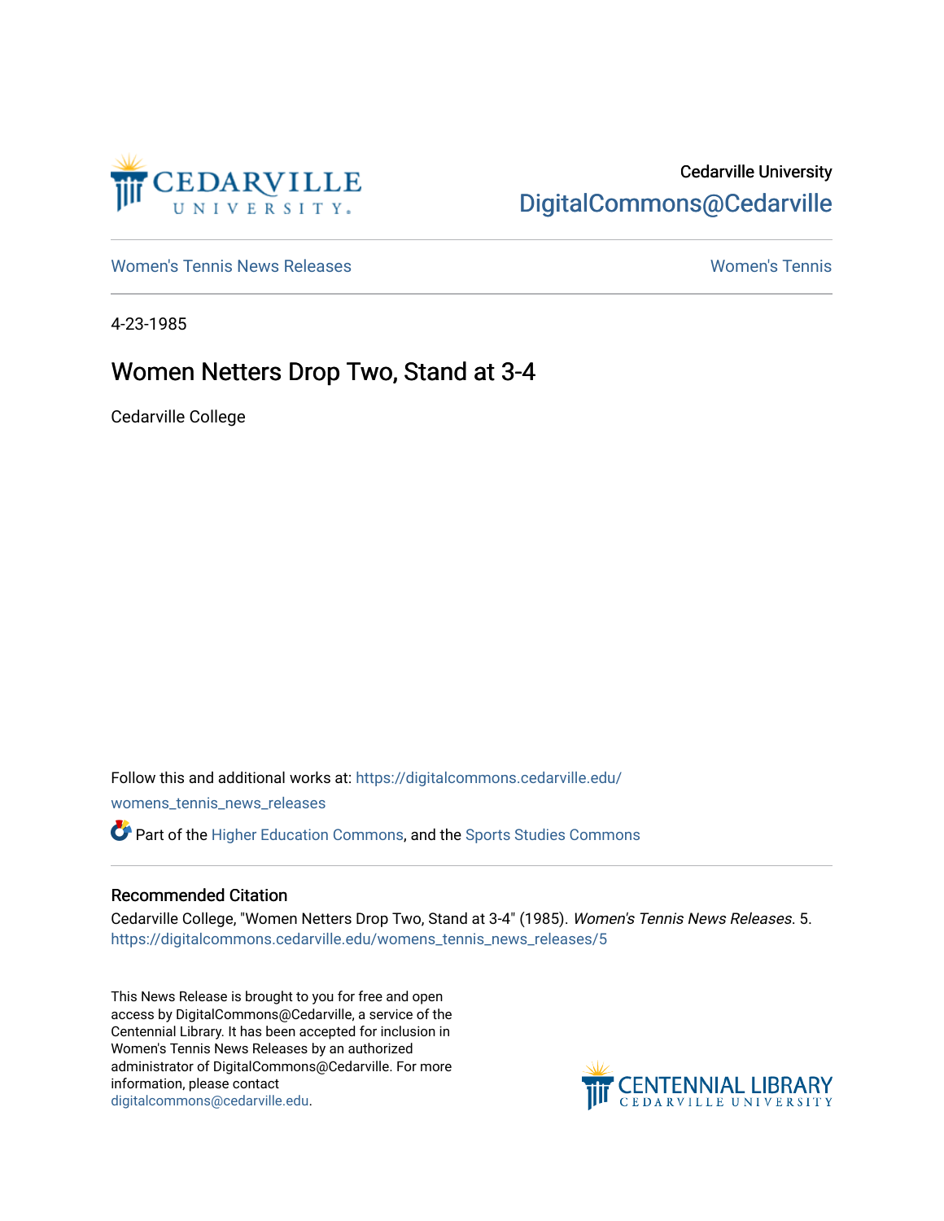Cedarville University

DigitalCommons@Cedarville

Women's Tennis News Releases

Women's Tennis

4-23-1985

# Women Netters Drop Two, Stand at 3-4

Cedarville College

Follow this and additional works at: https://digitalcommons.cedarville.edu/womens_tennis_news_releases

Part of the Higher Education Commons, and the Sports Studies Commons

## Recommended Citation

Cedarville College, "Women Netters Drop Two, Stand at 3-4" (1985). *Women's Tennis News Releases*. 5. https://digitalcommons.cedarville.edu/womens_tennis_news_releases/5

This News Release is brought to you for free and open access by DigitalCommons@Cedarville, a service of the Centennial Library. It has been accepted for inclusion in Women's Tennis News Releases by an authorized administrator of DigitalCommons@Cedarville. For more information, please contact digitalcommons@cedarville.edu.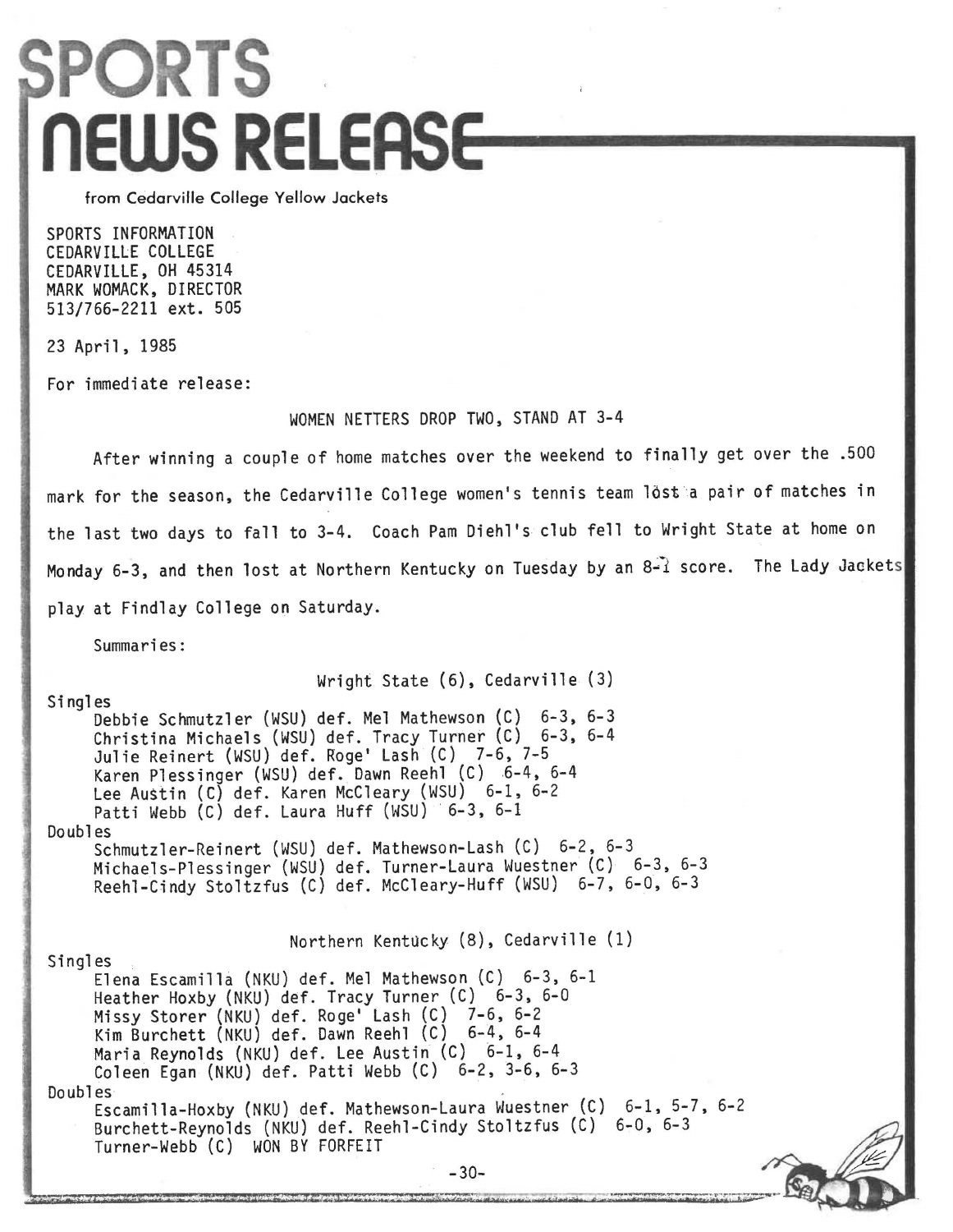# SPORTS NEWS RELEASE

from Cedarville College Yellow Jackets

SPORTS INFORMATION
CEDARVILLE COLLEGE
CEDARVILLE, OH 45314
MARK WOMACK, DIRECTOR
513/766-2211 ext. 505

23 April, 1985

For immediate release:

WOMEN NETTERS DROP TWO, STAND AT 3-4

After winning a couple of home matches over the weekend to finally get over the .500 mark for the season, the Cedarville College women's tennis team lost a pair of matches in the last two days to fall to 3-4. Coach Pam Diehl's club fell to Wright State at home on Monday 6-3, and then lost at Northern Kentucky on Tuesday by an 8-1 score. The Lady Jackets play at Findlay College on Saturday.

Summaries:

Wright State (6), Cedarville (3)

Singles
- Debbie Schmutzler (WSU) def. Mel Mathewson (C) 6-3, 6-3
- Christina Michaels (WSU) def. Tracy Turner (C) 6-3, 6-4
- Julie Reinert (WSU) def. Roge' Lash (C) 7-6, 7-5
- Karen Plessinger (WSU) def. Dawn Reehl (C) 6-4, 6-4
- Lee Austin (C) def. Karen McCleary (WSU) 6-1, 6-2
- Patti Webb (C) def. Laura Huff (WSU) 6-3, 6-1

Doubles
- Schmutzler-Reinert (WSU) def. Mathewson-Lash (C) 6-2, 6-3
- Michaels-Plessinger (WSU) def. Turner-Laura Wuestner (C) 6-3, 6-3
- Reehl-Cindy Stoltzfus (C) def. McCleary-Huff (WSU) 6-7, 6-0, 6-3

Northern Kentucky (8), Cedarville (1)

Singles
- Elena Escamilla (NKU) def. Mel Mathewson (C) 6-3, 6-1
- Heather Hoxby (NKU) def. Tracy Turner (C) 6-3, 6-0
- Missy Storer (NKU) def. Roge' Lash (C) 7-6, 6-2
- Kim Burchett (NKU) def. Dawn Reehl (C) 6-4, 6-4
- Maria Reynolds (NKU) def. Lee Austin (C) 6-1, 6-4
- Coleen Egan (NKU) def. Patti Webb (C) 6-2, 3-6, 6-3

Doubles
- Escamilla-Hoxby (NKU) def. Mathewson-Laura Wuestner (C) 6-1, 5-7, 6-2
- Burchett-Reynolds (NKU) def. Reehl-Cindy Stoltzfus (C) 6-0, 6-3
- Turner-Webb (C) WON BY FORFEIT

-30-